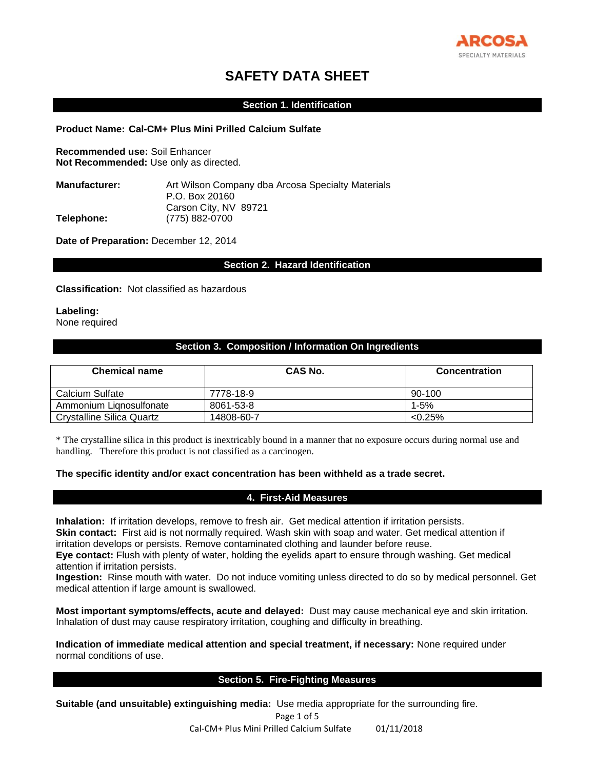ARCOSA SPECIALTY MATERIALS

# SAFETY DATA SHEET

## Section 1. Identification

**Product Name: Cal-CM+ Plus Mini Prilled Calcium Sulfate**

**Recommended use:** Soil Enhancer
**Not Recommended:** Use only as directed.

**Manufacturer:** Art Wilson Company dba Arcosa Specialty Materials
P.O. Box 20160
Carson City, NV 89721
**Telephone:** (775) 882-0700

**Date of Preparation:** December 12, 2014

## Section 2. Hazard Identification

**Classification:** Not classified as hazardous

**Labeling:**
None required

## Section 3. Composition / Information On Ingredients

| Chemical name | CAS No. | Concentration |
|---|---|---|
| Calcium Sulfate | 7778-18-9 | 90-100 |
| Ammonium Liqnosulfonate | 8061-53-8 | 1-5% |
| Crystalline Silica Quartz | 14808-60-7 | <0.25% |

* The crystalline silica in this product is inextricably bound in a manner that no exposure occurs during normal use and handling. Therefore this product is not classified as a carcinogen.

**The specific identity and/or exact concentration has been withheld as a trade secret.**

## 4. First-Aid Measures

**Inhalation:** If irritation develops, remove to fresh air. Get medical attention if irritation persists.
**Skin contact:** First aid is not normally required. Wash skin with soap and water. Get medical attention if irritation develops or persists. Remove contaminated clothing and launder before reuse.
**Eye contact:** Flush with plenty of water, holding the eyelids apart to ensure through washing. Get medical attention if irritation persists.
**Ingestion:** Rinse mouth with water. Do not induce vomiting unless directed to do so by medical personnel. Get medical attention if large amount is swallowed.

**Most important symptoms/effects, acute and delayed:** Dust may cause mechanical eye and skin irritation. Inhalation of dust may cause respiratory irritation, coughing and difficulty in breathing.

**Indication of immediate medical attention and special treatment, if necessary:** None required under normal conditions of use.

## Section 5. Fire-Fighting Measures

**Suitable (and unsuitable) extinguishing media:** Use media appropriate for the surrounding fire.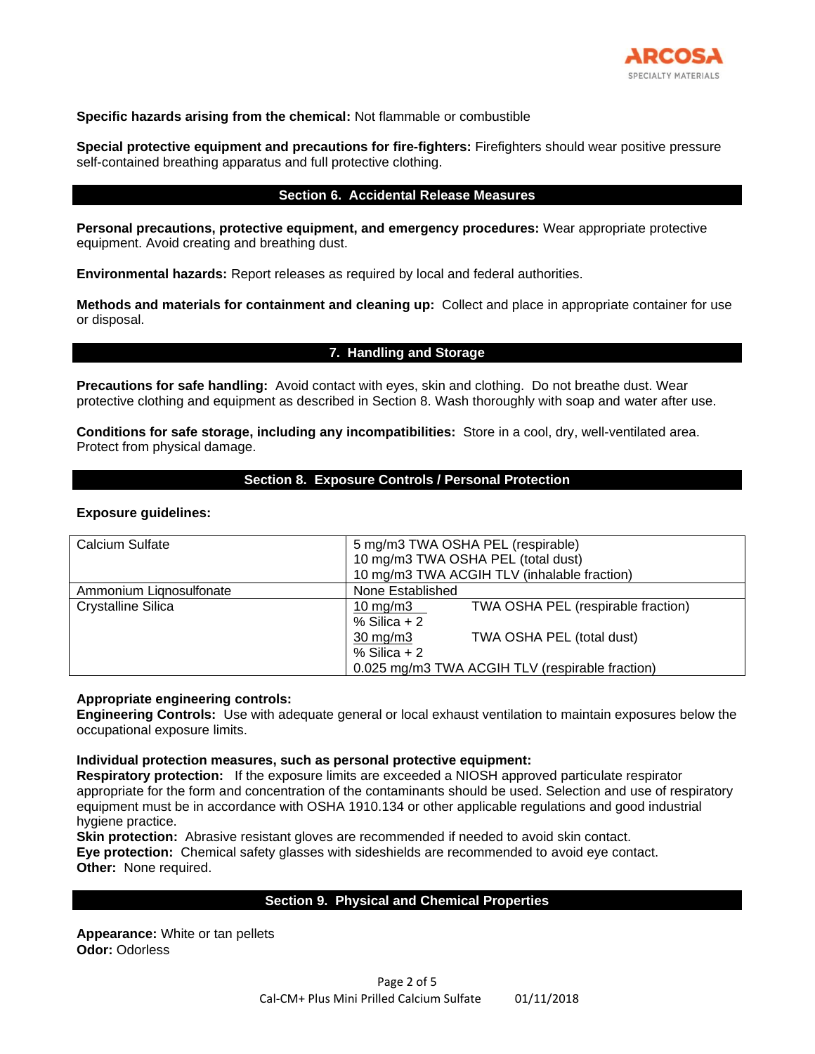**Specific hazards arising from the chemical:** Not flammable or combustible

**Special protective equipment and precautions for fire-fighters:** Firefighters should wear positive pressure self-contained breathing apparatus and full protective clothing.

## Section 6. Accidental Release Measures

**Personal precautions, protective equipment, and emergency procedures:** Wear appropriate protective equipment. Avoid creating and breathing dust.

**Environmental hazards:** Report releases as required by local and federal authorities.

**Methods and materials for containment and cleaning up:** Collect and place in appropriate container for use or disposal.

## 7. Handling and Storage

**Precautions for safe handling:** Avoid contact with eyes, skin and clothing. Do not breathe dust. Wear protective clothing and equipment as described in Section 8. Wash thoroughly with soap and water after use.

**Conditions for safe storage, including any incompatibilities:** Store in a cool, dry, well-ventilated area. Protect from physical damage.

## Section 8. Exposure Controls / Personal Protection

**Exposure guidelines:**

| Substance | Guideline |
|---|---|
| Calcium Sulfate | 5 mg/m3 TWA OSHA PEL (respirable)<br>10 mg/m3 TWA OSHA PEL (total dust)<br>10 mg/m3 TWA ACGIH TLV (inhalable fraction) |
| Ammonium Liqnosulfonate | None Established |
| Crystalline Silica | $\frac{10 \text{ mg/m3}}{\text{\% Silica} + 2}$ TWA OSHA PEL (respirable fraction)<br>$\frac{30 \text{ mg/m3}}{\text{\% Silica} + 2}$ TWA OSHA PEL (total dust)<br>0.025 mg/m3 TWA ACGIH TLV (respirable fraction) |

**Appropriate engineering controls:**
**Engineering Controls:** Use with adequate general or local exhaust ventilation to maintain exposures below the occupational exposure limits.

**Individual protection measures, such as personal protective equipment:**
**Respiratory protection:** If the exposure limits are exceeded a NIOSH approved particulate respirator appropriate for the form and concentration of the contaminants should be used. Selection and use of respiratory equipment must be in accordance with OSHA 1910.134 or other applicable regulations and good industrial hygiene practice.
**Skin protection:** Abrasive resistant gloves are recommended if needed to avoid skin contact.
**Eye protection:** Chemical safety glasses with sideshields are recommended to avoid eye contact.
**Other:** None required.

## Section 9. Physical and Chemical Properties

**Appearance:** White or tan pellets
**Odor:** Odorless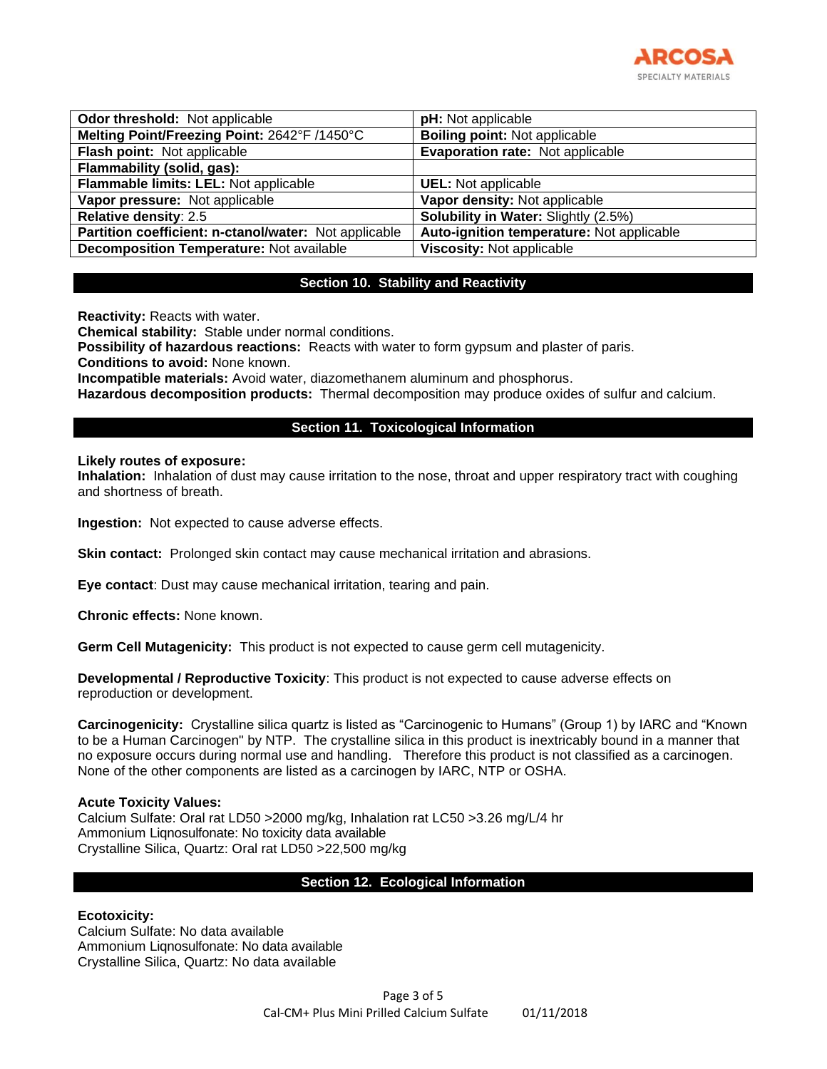| **Odor threshold:** Not applicable | **pH:** Not applicable |
|---|---|
| **Melting Point/Freezing Point:** 2642°F /1450°C | **Boiling point:** Not applicable |
| **Flash point:** Not applicable | **Evaporation rate:** Not applicable |
| **Flammability (solid, gas):** | |
| **Flammable limits: LEL:** Not applicable | **UEL:** Not applicable |
| **Vapor pressure:** Not applicable | **Vapor density:** Not applicable |
| **Relative density**: 2.5 | **Solubility in Water:** Slightly (2.5%) |
| **Partition coefficient: n-ctanol/water:** Not applicable | **Auto-ignition temperature:** Not applicable |
| **Decomposition Temperature:** Not available | **Viscosity:** Not applicable |

## Section 10. Stability and Reactivity

**Reactivity:** Reacts with water.
**Chemical stability:** Stable under normal conditions.
**Possibility of hazardous reactions:** Reacts with water to form gypsum and plaster of paris.
**Conditions to avoid:** None known.
**Incompatible materials:** Avoid water, diazomethanem aluminum and phosphorus.
**Hazardous decomposition products:** Thermal decomposition may produce oxides of sulfur and calcium.

## Section 11. Toxicological Information

**Likely routes of exposure:**
**Inhalation:** Inhalation of dust may cause irritation to the nose, throat and upper respiratory tract with coughing and shortness of breath.

**Ingestion:** Not expected to cause adverse effects.

**Skin contact:** Prolonged skin contact may cause mechanical irritation and abrasions.

**Eye contact**: Dust may cause mechanical irritation, tearing and pain.

**Chronic effects:** None known.

**Germ Cell Mutagenicity:** This product is not expected to cause germ cell mutagenicity.

**Developmental / Reproductive Toxicity**: This product is not expected to cause adverse effects on reproduction or development.

**Carcinogenicity:** Crystalline silica quartz is listed as "Carcinogenic to Humans" (Group 1) by IARC and "Known to be a Human Carcinogen" by NTP. The crystalline silica in this product is inextricably bound in a manner that no exposure occurs during normal use and handling. Therefore this product is not classified as a carcinogen. None of the other components are listed as a carcinogen by IARC, NTP or OSHA.

**Acute Toxicity Values:**
Calcium Sulfate: Oral rat LD50 >2000 mg/kg, Inhalation rat LC50 >3.26 mg/L/4 hr
Ammonium Liqnosulfonate: No toxicity data available
Crystalline Silica, Quartz: Oral rat LD50 >22,500 mg/kg

## Section 12. Ecological Information

**Ecotoxicity:**
Calcium Sulfate: No data available
Ammonium Liqnosulfonate: No data available
Crystalline Silica, Quartz: No data available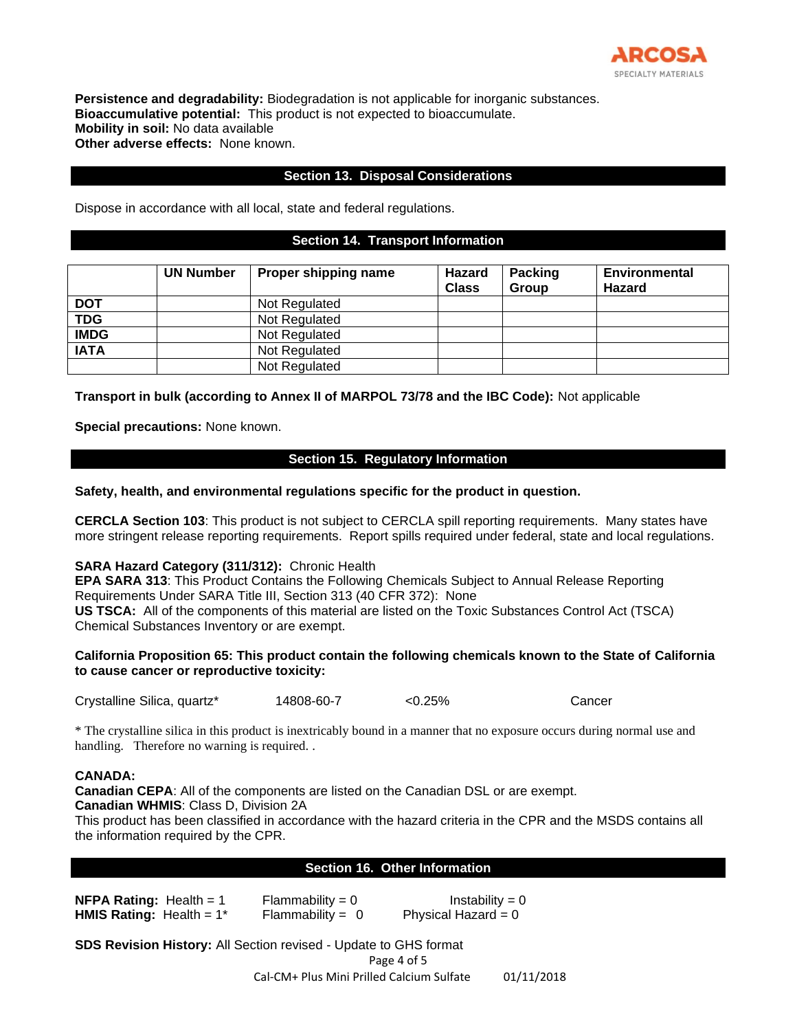**Persistence and degradability:** Biodegradation is not applicable for inorganic substances.
**Bioaccumulative potential:** This product is not expected to bioaccumulate.
**Mobility in soil:** No data available
**Other adverse effects:** None known.

## Section 13. Disposal Considerations

Dispose in accordance with all local, state and federal regulations.

## Section 14. Transport Information

| | UN Number | Proper shipping name | Hazard Class | Packing Group | Environmental Hazard |
|---|---|---|---|---|---|
| **DOT** | | Not Regulated | | | |
| **TDG** | | Not Regulated | | | |
| **IMDG** | | Not Regulated | | | |
| **IATA** | | Not Regulated | | | |
| | | Not Regulated | | | |

**Transport in bulk (according to Annex II of MARPOL 73/78 and the IBC Code):** Not applicable

**Special precautions:** None known.

## Section 15. Regulatory Information

**Safety, health, and environmental regulations specific for the product in question.**

**CERCLA Section 103**: This product is not subject to CERCLA spill reporting requirements. Many states have more stringent release reporting requirements. Report spills required under federal, state and local regulations.

**SARA Hazard Category (311/312):** Chronic Health
**EPA SARA 313**: This Product Contains the Following Chemicals Subject to Annual Release Reporting Requirements Under SARA Title III, Section 313 (40 CFR 372): None
**US TSCA:** All of the components of this material are listed on the Toxic Substances Control Act (TSCA) Chemical Substances Inventory or are exempt.

**California Proposition 65: This product contain the following chemicals known to the State of California to cause cancer or reproductive toxicity:**

| | | | |
|---|---|---|---|
| Crystalline Silica, quartz* | 14808-60-7 | <0.25% | Cancer |

* The crystalline silica in this product is inextricably bound in a manner that no exposure occurs during normal use and handling. Therefore no warning is required. .

**CANADA:**
**Canadian CEPA**: All of the components are listed on the Canadian DSL or are exempt.
**Canadian WHMIS**: Class D, Division 2A
This product has been classified in accordance with the hazard criteria in the CPR and the MSDS contains all the information required by the CPR.

## Section 16. Other Information

| | | |
|---|---|---|
| **NFPA Rating:** Health = 1 | Flammability = 0 | Instability = 0 |
| **HMIS Rating:** Health = 1* | Flammability = 0 | Physical Hazard = 0 |

**SDS Revision History:** All Section revised - Update to GHS format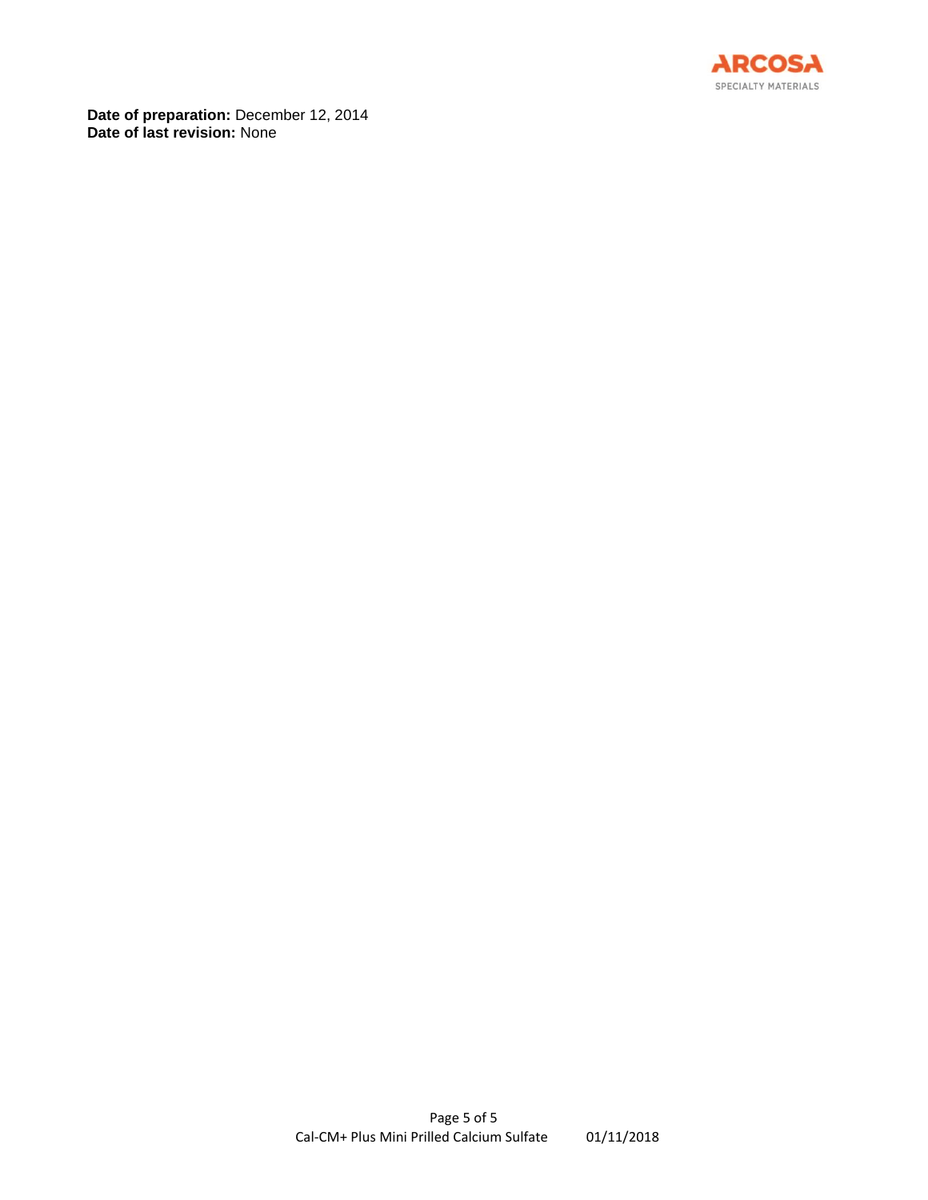**Date of preparation:** December 12, 2014
**Date of last revision:** None